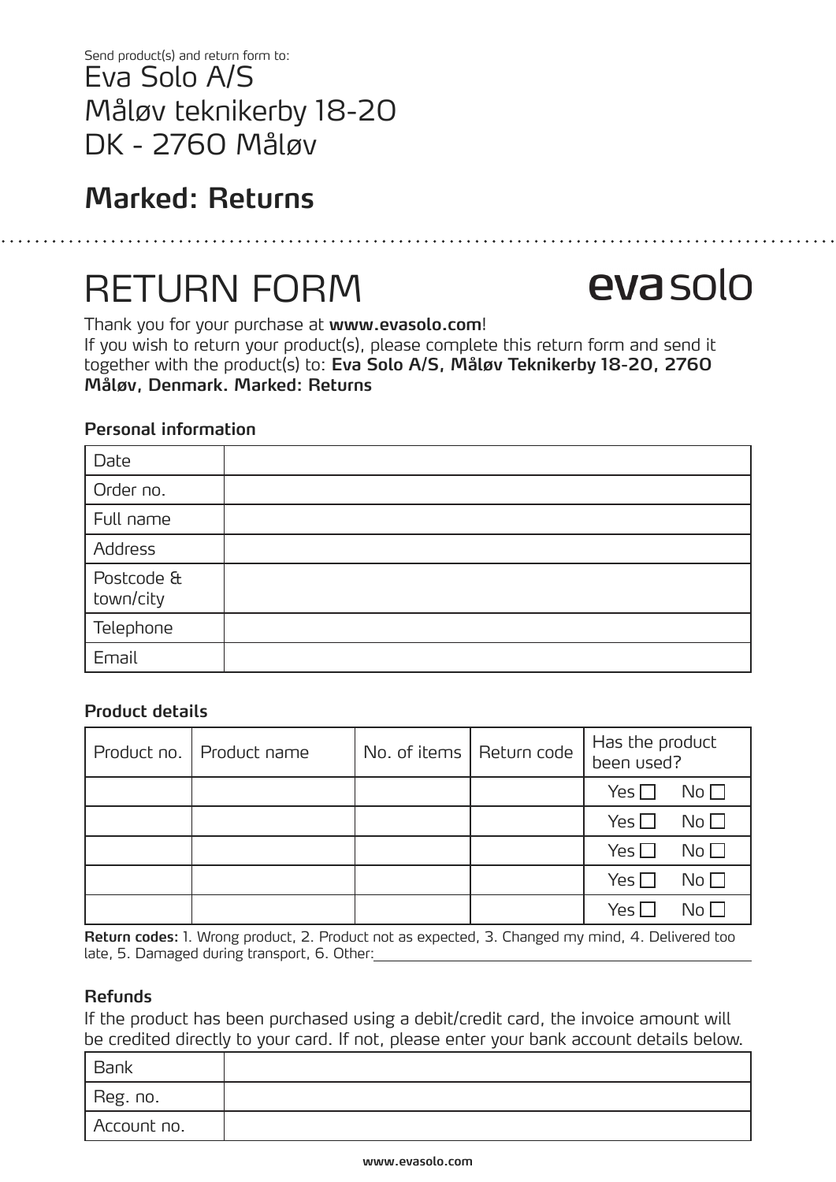Send product(s) and return form to:

Eva Solo A/S
Måløv teknikerby 18-20
DK - 2760 Måløv

## Marked: Returns

# RETURN FORM

eva solo

Thank you for your purchase at **www.evasolo.com**!
If you wish to return your product(s), please complete this return form and send it together with the product(s) to: **Eva Solo A/S, Måløv Teknikerby 18-20, 2760 Måløv, Denmark. Marked: Returns**

### Personal information

| Date | |
|---|---|
| Order no. | |
| Full name | |
| Address | |
| Postcode & town/city | |
| Telephone | |
| Email | |

### Product details

| Product no. | Product name | No. of items | Return code | Has the product been used? |
|---|---|---|---|---|
| | | | | Yes ☐ No ☐ |
| | | | | Yes ☐ No ☐ |
| | | | | Yes ☐ No ☐ |
| | | | | Yes ☐ No ☐ |
| | | | | Yes ☐ No ☐ |

**Return codes:** 1. Wrong product, 2. Product not as expected, 3. Changed my mind, 4. Delivered too late, 5. Damaged during transport, 6. Other:______________________________

### Refunds

If the product has been purchased using a debit/credit card, the invoice amount will be credited directly to your card. If not, please enter your bank account details below.

| Bank | |
|---|---|
| Reg. no. | |
| Account no. | |

www.evasolo.com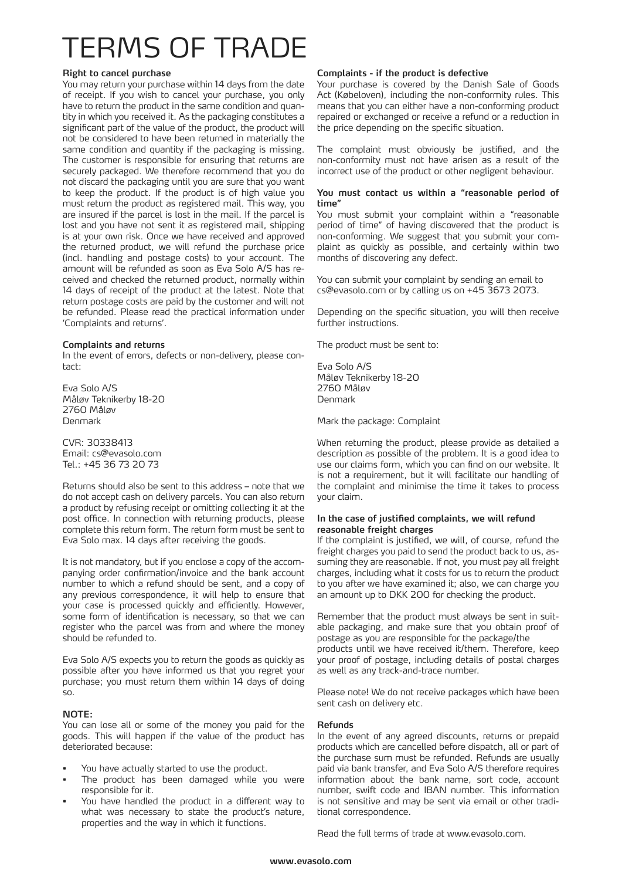# TERMS OF TRADE

**Right to cancel purchase**

You may return your purchase within 14 days from the date of receipt. If you wish to cancel your purchase, you only have to return the product in the same condition and quantity in which you received it. As the packaging constitutes a significant part of the value of the product, the product will not be considered to have been returned in materially the same condition and quantity if the packaging is missing. The customer is responsible for ensuring that returns are securely packaged. We therefore recommend that you do not discard the packaging until you are sure that you want to keep the product. If the product is of high value you must return the product as registered mail. This way, you are insured if the parcel is lost in the mail. If the parcel is lost and you have not sent it as registered mail, shipping is at your own risk. Once we have received and approved the returned product, we will refund the purchase price (incl. handling and postage costs) to your account. The amount will be refunded as soon as Eva Solo A/S has received and checked the returned product, normally within 14 days of receipt of the product at the latest. Note that return postage costs are paid by the customer and will not be refunded. Please read the practical information under 'Complaints and returns'.

**Complaints and returns**

In the event of errors, defects or non-delivery, please contact:

Eva Solo A/S
Måløv Teknikerby 18-20
2760 Måløv
Denmark

CVR: 30338413
Email: cs@evasolo.com
Tel.: +45 36 73 20 73

Returns should also be sent to this address – note that we do not accept cash on delivery parcels. You can also return a product by refusing receipt or omitting collecting it at the post office. In connection with returning products, please complete this return form. The return form must be sent to Eva Solo max. 14 days after receiving the goods.

It is not mandatory, but if you enclose a copy of the accompanying order confirmation/invoice and the bank account number to which a refund should be sent, and a copy of any previous correspondence, it will help to ensure that your case is processed quickly and efficiently. However, some form of identification is necessary, so that we can register who the parcel was from and where the money should be refunded to.

Eva Solo A/S expects you to return the goods as quickly as possible after you have informed us that you regret your purchase; you must return them within 14 days of doing so.

**NOTE:**

You can lose all or some of the money you paid for the goods. This will happen if the value of the product has deteriorated because:

- You have actually started to use the product.
- The product has been damaged while you were responsible for it.
- You have handled the product in a different way to what was necessary to state the product's nature, properties and the way in which it functions.

**Complaints - if the product is defective**

Your purchase is covered by the Danish Sale of Goods Act (Købeloven), including the non-conformity rules. This means that you can either have a non-conforming product repaired or exchanged or receive a refund or a reduction in the price depending on the specific situation.

The complaint must obviously be justified, and the non-conformity must not have arisen as a result of the incorrect use of the product or other negligent behaviour.

**You must contact us within a "reasonable period of time"**

You must submit your complaint within a "reasonable period of time" of having discovered that the product is non-conforming. We suggest that you submit your complaint as quickly as possible, and certainly within two months of discovering any defect.

You can submit your complaint by sending an email to cs@evasolo.com or by calling us on +45 3673 2073.

Depending on the specific situation, you will then receive further instructions.

The product must be sent to:

Eva Solo A/S
Måløv Teknikerby 18-20
2760 Måløv
Denmark

Mark the package: Complaint

When returning the product, please provide as detailed a description as possible of the problem. It is a good idea to use our claims form, which you can find on our website. It is not a requirement, but it will facilitate our handling of the complaint and minimise the time it takes to process your claim.

**In the case of justified complaints, we will refund reasonable freight charges**

If the complaint is justified, we will, of course, refund the freight charges you paid to send the product back to us, assuming they are reasonable. If not, you must pay all freight charges, including what it costs for us to return the product to you after we have examined it; also, we can charge you an amount up to DKK 200 for checking the product.

Remember that the product must always be sent in suitable packaging, and make sure that you obtain proof of postage as you are responsible for the package/the products until we have received it/them. Therefore, keep your proof of postage, including details of postal charges as well as any track-and-trace number.

Please note! We do not receive packages which have been sent cash on delivery etc.

**Refunds**

In the event of any agreed discounts, returns or prepaid products which are cancelled before dispatch, all or part of the purchase sum must be refunded. Refunds are usually paid via bank transfer, and Eva Solo A/S therefore requires information about the bank name, sort code, account number, swift code and IBAN number. This information is not sensitive and may be sent via email or other traditional correspondence.

Read the full terms of trade at www.evasolo.com.

**www.evasolo.com**